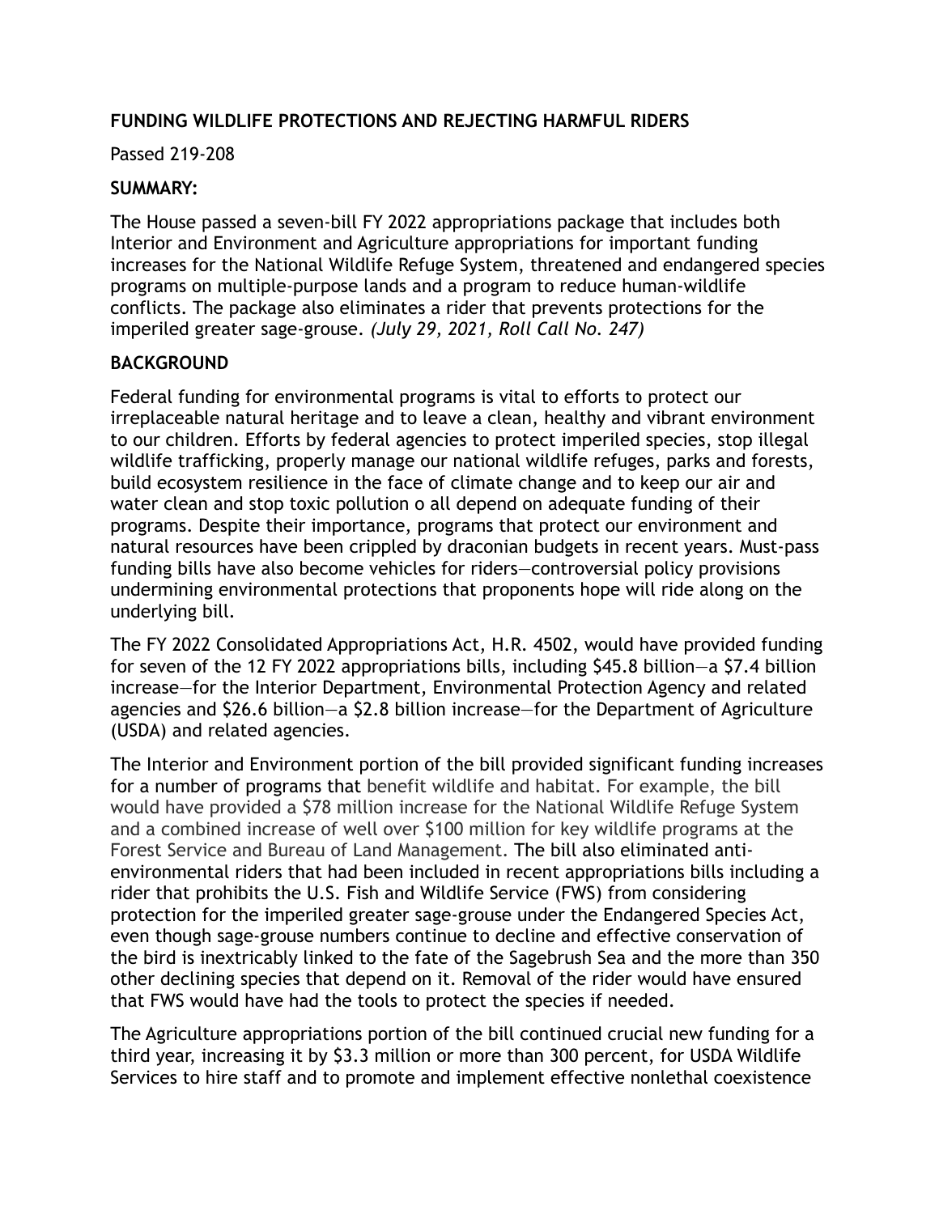**FUNDING WILDLIFE PROTECTIONS AND REJECTING HARMFUL RIDERS**

Passed 219-208

**SUMMARY:**

The House passed a seven-bill FY 2022 appropriations package that includes both Interior and Environment and Agriculture appropriations for important funding increases for the National Wildlife Refuge System, threatened and endangered species programs on multiple-purpose lands and a program to reduce human-wildlife conflicts. The package also eliminates a rider that prevents protections for the imperiled greater sage-grouse. *(July 29, 2021, Roll Call No. 247)*

**BACKGROUND**

Federal funding for environmental programs is vital to efforts to protect our irreplaceable natural heritage and to leave a clean, healthy and vibrant environment to our children. Efforts by federal agencies to protect imperiled species, stop illegal wildlife trafficking, properly manage our national wildlife refuges, parks and forests, build ecosystem resilience in the face of climate change and to keep our air and water clean and stop toxic pollution o all depend on adequate funding of their programs. Despite their importance, programs that protect our environment and natural resources have been crippled by draconian budgets in recent years. Must-pass funding bills have also become vehicles for riders—controversial policy provisions undermining environmental protections that proponents hope will ride along on the underlying bill.

The FY 2022 Consolidated Appropriations Act, H.R. 4502, would have provided funding for seven of the 12 FY 2022 appropriations bills, including $45.8 billion—a $7.4 billion increase—for the Interior Department, Environmental Protection Agency and related agencies and $26.6 billion—a $2.8 billion increase—for the Department of Agriculture (USDA) and related agencies.

The Interior and Environment portion of the bill provided significant funding increases for a number of programs that benefit wildlife and habitat. For example, the bill would have provided a $78 million increase for the National Wildlife Refuge System and a combined increase of well over $100 million for key wildlife programs at the Forest Service and Bureau of Land Management. The bill also eliminated anti-environmental riders that had been included in recent appropriations bills including a rider that prohibits the U.S. Fish and Wildlife Service (FWS) from considering protection for the imperiled greater sage-grouse under the Endangered Species Act, even though sage-grouse numbers continue to decline and effective conservation of the bird is inextricably linked to the fate of the Sagebrush Sea and the more than 350 other declining species that depend on it. Removal of the rider would have ensured that FWS would have had the tools to protect the species if needed.

The Agriculture appropriations portion of the bill continued crucial new funding for a third year, increasing it by $3.3 million or more than 300 percent, for USDA Wildlife Services to hire staff and to promote and implement effective nonlethal coexistence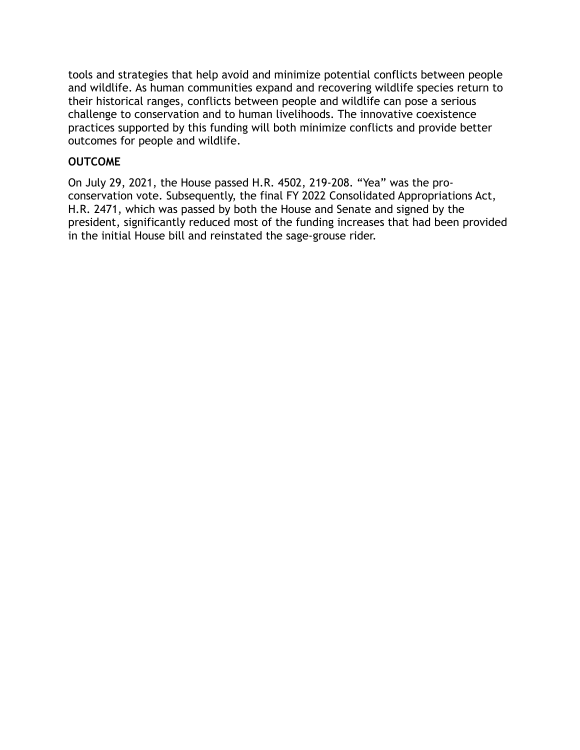tools and strategies that help avoid and minimize potential conflicts between people and wildlife. As human communities expand and recovering wildlife species return to their historical ranges, conflicts between people and wildlife can pose a serious challenge to conservation and to human livelihoods. The innovative coexistence practices supported by this funding will both minimize conflicts and provide better outcomes for people and wildlife.

**OUTCOME**

On July 29, 2021, the House passed H.R. 4502, 219-208. "Yea" was the pro-conservation vote. Subsequently, the final FY 2022 Consolidated Appropriations Act, H.R. 2471, which was passed by both the House and Senate and signed by the president, significantly reduced most of the funding increases that had been provided in the initial House bill and reinstated the sage-grouse rider.